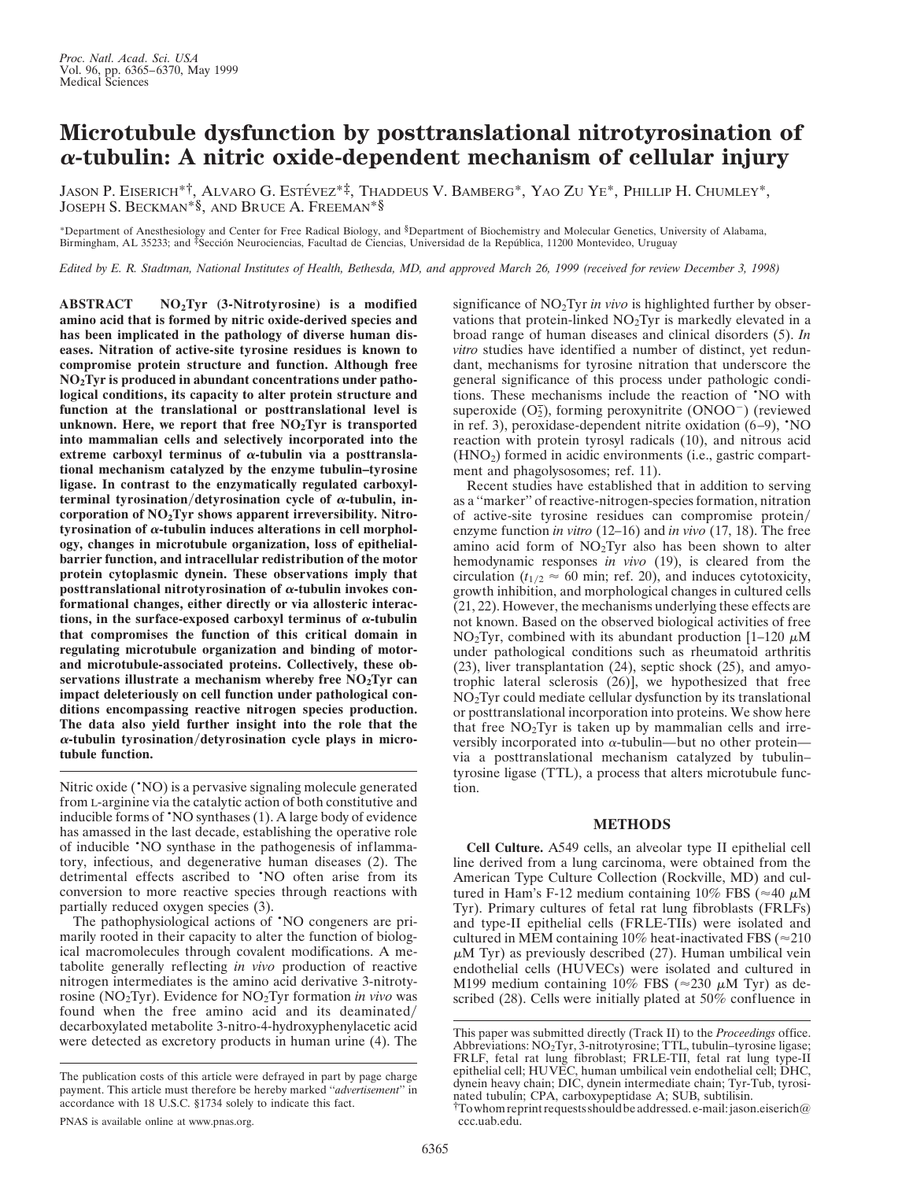# Microtubule dysfunction by posttranslational nitrotyrosination of α-tubulin: A nitric oxide-dependent mechanism of cellular injury

JASON P. EISERICH*†, ALVARO G. ESTÉVEZ*‡, THADDEUS V. BAMBERG*, YAO ZU YE*, PHILLIP H. CHUMLEY*, JOSEPH S. BECKMAN*§, AND BRUCE A. FREEMAN*§

*Department of Anesthesiology and Center for Free Radical Biology, and §Department of Biochemistry and Molecular Genetics, University of Alabama, Birmingham, AL 35233; and ‡Sección Neurociencias, Facultad de Ciencias, Universidad de la República, 11200 Montevideo, Uruguay

*Edited by E. R. Stadtman, National Institutes of Health, Bethesda, MD, and approved March 26, 1999 (received for review December 3, 1998)*

**ABSTRACT** **$NO_2$Tyr (3-Nitrotyrosine) is a modified amino acid that is formed by nitric oxide-derived species and has been implicated in the pathology of diverse human diseases. Nitration of active-site tyrosine residues is known to compromise protein structure and function. Although free $NO_2$Tyr is produced in abundant concentrations under pathological conditions, its capacity to alter protein structure and function at the translational or posttranslational level is unknown. Here, we report that free $NO_2$Tyr is transported into mammalian cells and selectively incorporated into the extreme carboxyl terminus of α-tubulin via a posttranslational mechanism catalyzed by the enzyme tubulin–tyrosine ligase. In contrast to the enzymatically regulated carboxyl-terminal tyrosination/detyrosination cycle of α-tubulin, incorporation of $NO_2$Tyr shows apparent irreversibility. Nitrotyrosination of α-tubulin induces alterations in cell morphology, changes in microtubule organization, loss of epithelial-barrier function, and intracellular redistribution of the motor protein cytoplasmic dynein. These observations imply that posttranslational nitrotyrosination of α-tubulin invokes conformational changes, either directly or via allosteric interactions, in the surface-exposed carboxyl terminus of α-tubulin that compromises the function of this critical domain in regulating microtubule organization and binding of motor- and microtubule-associated proteins. Collectively, these observations illustrate a mechanism whereby free $NO_2$Tyr can impact deleteriously on cell function under pathological conditions encompassing reactive nitrogen species production. The data also yield further insight into the role that the α-tubulin tyrosination/detyrosination cycle plays in microtubule function.**

Nitric oxide ($^{\bullet}$NO) is a pervasive signaling molecule generated from L-arginine via the catalytic action of both constitutive and inducible forms of $^{\bullet}$NO synthases (1). A large body of evidence has amassed in the last decade, establishing the operative role of inducible $^{\bullet}$NO synthase in the pathogenesis of inflammatory, infectious, and degenerative human diseases (2). The detrimental effects ascribed to $^{\bullet}$NO often arise from its conversion to more reactive species through reactions with partially reduced oxygen species (3).

The pathophysiological actions of $^{\bullet}$NO congeners are primarily rooted in their capacity to alter the function of biological macromolecules through covalent modifications. A metabolite generally reflecting *in vivo* production of reactive nitrogen intermediates is the amino acid derivative 3-nitrotyrosine ($NO_2$Tyr). Evidence for $NO_2$Tyr formation *in vivo* was found when the free amino acid and its deaminated/decarboxylated metabolite 3-nitro-4-hydroxyphenylacetic acid were detected as excretory products in human urine (4). The significance of $NO_2$Tyr *in vivo* is highlighted further by observations that protein-linked $NO_2$Tyr is markedly elevated in a broad range of human diseases and clinical disorders (5). *In vitro* studies have identified a number of distinct, yet redundant, mechanisms for tyrosine nitration that underscore the general significance of this process under pathologic conditions. These mechanisms include the reaction of $^{\bullet}$NO with superoxide ($O_2^{\bar{\cdot}}$), forming peroxynitrite ($ONOO^-$) (reviewed in ref. 3), peroxidase-dependent nitrite oxidation (6–9), $^{\bullet}$NO reaction with protein tyrosyl radicals (10), and nitrous acid ($HNO_2$) formed in acidic environments (i.e., gastric compartment and phagolysosomes; ref. 11).

Recent studies have established that in addition to serving as a "marker" of reactive-nitrogen-species formation, nitration of active-site tyrosine residues can compromise protein/enzyme function *in vitro* (12–16) and *in vivo* (17, 18). The free amino acid form of $NO_2$Tyr also has been shown to alter hemodynamic responses *in vivo* (19), is cleared from the circulation ($t_{1/2} \approx 60$ min; ref. 20), and induces cytotoxicity, growth inhibition, and morphological changes in cultured cells (21, 22). However, the mechanisms underlying these effects are not known. Based on the observed biological activities of free $NO_2$Tyr, combined with its abundant production [1–120 μM under pathological conditions such as rheumatoid arthritis (23), liver transplantation (24), septic shock (25), and amyotrophic lateral sclerosis (26)], we hypothesized that free $NO_2$Tyr could mediate cellular dysfunction by its translational or posttranslational incorporation into proteins. We show here that free $NO_2$Tyr is taken up by mammalian cells and irreversibly incorporated into α-tubulin—but no other protein—via a posttranslational mechanism catalyzed by tubulin–tyrosine ligase (TTL), a process that alters microtubule function.

## METHODS

**Cell Culture.** A549 cells, an alveolar type II epithelial cell line derived from a lung carcinoma, were obtained from the American Type Culture Collection (Rockville, MD) and cultured in Ham's F-12 medium containing 10% FBS (≈40 μM Tyr). Primary cultures of fetal rat lung fibroblasts (FRLFs) and type-II epithelial cells (FRLE-TIIs) were isolated and cultured in MEM containing 10% heat-inactivated FBS (≈210 μM Tyr) as previously described (27). Human umbilical vein endothelial cells (HUVECs) were isolated and cultured in M199 medium containing 10% FBS (≈230 μM Tyr) as described (28). Cells were initially plated at 50% confluence in

The publication costs of this article were defrayed in part by page charge payment. This article must therefore be hereby marked "*advertisement*" in accordance with 18 U.S.C. §1734 solely to indicate this fact.

PNAS is available online at www.pnas.org.

This paper was submitted directly (Track II) to the *Proceedings* office. Abbreviations: $NO_2$Tyr, 3-nitrotyrosine; TTL, tubulin–tyrosine ligase; FRLF, fetal rat lung fibroblast; FRLE-TII, fetal rat lung type-II epithelial cell; HUVEC, human umbilical vein endothelial cell; DHC, dynein heavy chain; DIC, dynein intermediate chain; Tyr-Tub, tyrosinated tubulin; CPA, carboxypeptidase A; SUB, subtilisin.

†To whom reprint requests should be addressed. e-mail: jason.eiserich@ccc.uab.edu.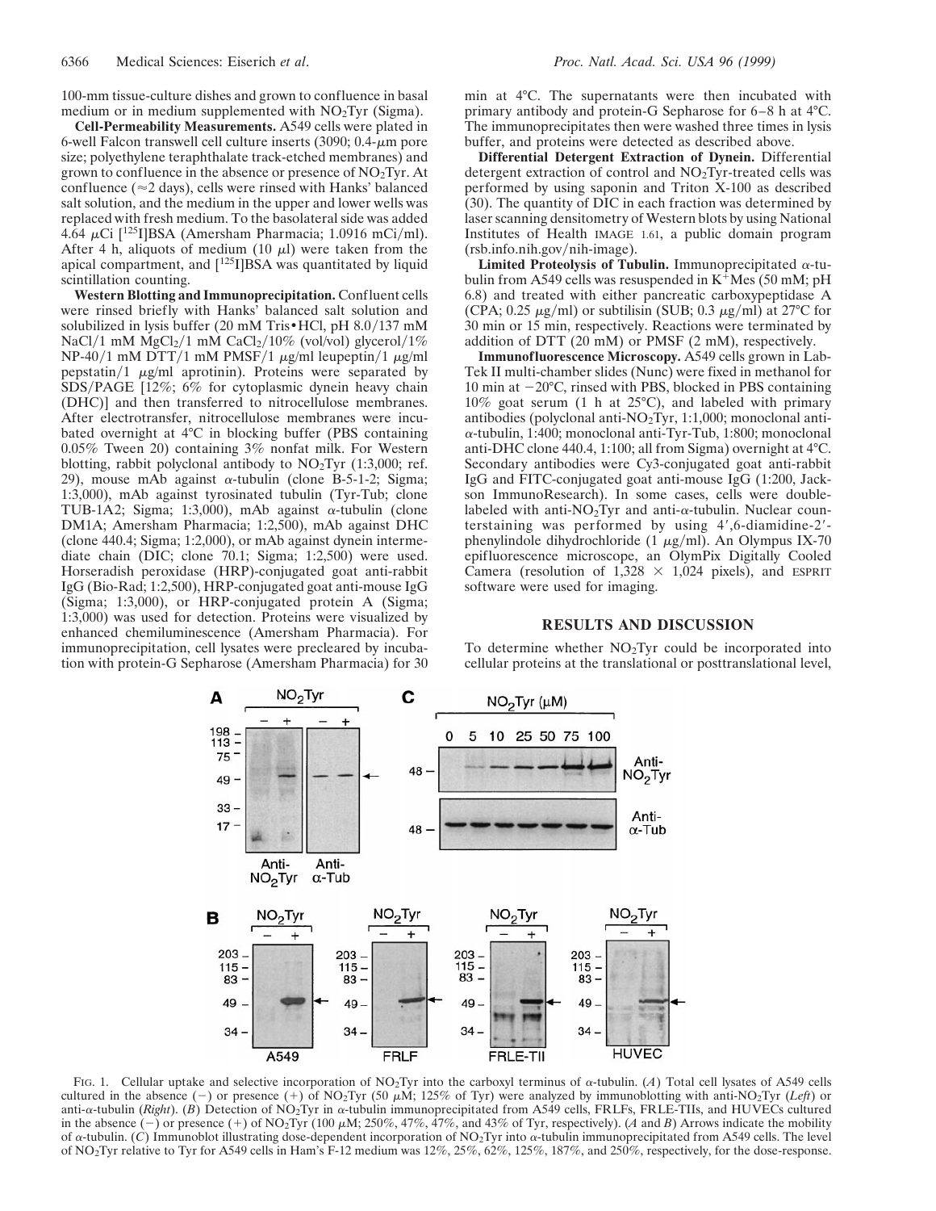100-mm tissue-culture dishes and grown to confluence in basal medium or in medium supplemented with $NO_2Tyr$ (Sigma).

**Cell-Permeability Measurements.** A549 cells were plated in 6-well Falcon transwell cell culture inserts (3090; 0.4-$\mu$m pore size; polyethylene teraphthalate track-etched membranes) and grown to confluence in the absence or presence of $NO_2Tyr$. At confluence ($\approx$2 days), cells were rinsed with Hanks' balanced salt solution, and the medium in the upper and lower wells was replaced with fresh medium. To the basolateral side was added 4.64 $\mu$Ci [$^{125}$I]BSA (Amersham Pharmacia; 1.0916 mCi/ml). After 4 h, aliquots of medium (10 $\mu$l) were taken from the apical compartment, and [$^{125}$I]BSA was quantitated by liquid scintillation counting.

**Western Blotting and Immunoprecipitation.** Confluent cells were rinsed briefly with Hanks' balanced salt solution and solubilized in lysis buffer (20 mM Tris•HCl, pH 8.0/137 mM NaCl/1 mM $MgCl_2$/1 mM $CaCl_2$/10% (vol/vol) glycerol/1% NP-40/1 mM DTT/1 mM PMSF/1 $\mu$g/ml leupeptin/1 $\mu$g/ml pepstatin/1 $\mu$g/ml aprotinin). Proteins were separated by SDS/PAGE [12%; 6% for cytoplasmic dynein heavy chain (DHC)] and then transferred to nitrocellulose membranes. After electrotransfer, nitrocellulose membranes were incubated overnight at 4°C in blocking buffer (PBS containing 0.05% Tween 20) containing 3% nonfat milk. For Western blotting, rabbit polyclonal antibody to $NO_2Tyr$ (1:3,000; ref. 29), mouse mAb against $\alpha$-tubulin (clone B-5-1-2; Sigma; 1:3,000), mAb against tyrosinated tubulin (Tyr-Tub; clone TUB-1A2; Sigma; 1:3,000), mAb against $\alpha$-tubulin (clone DM1A; Amersham Pharmacia; 1:2,500), mAb against DHC (clone 440.4; Sigma; 1:2,000), or mAb against dynein intermediate chain (DIC; clone 70.1; Sigma; 1:2,500) were used. Horseradish peroxidase (HRP)-conjugated goat anti-rabbit IgG (Bio-Rad; 1:2,500), HRP-conjugated goat anti-mouse IgG (Sigma; 1:3,000), or HRP-conjugated protein A (Sigma; 1:3,000) was used for detection. Proteins were visualized by enhanced chemiluminescence (Amersham Pharmacia). For immunoprecipitation, cell lysates were precleared by incubation with protein-G Sepharose (Amersham Pharmacia) for 30 min at 4°C. The supernatants were then incubated with primary antibody and protein-G Sepharose for 6–8 h at 4°C. The immunoprecipitates then were washed three times in lysis buffer, and proteins were detected as described above.

**Differential Detergent Extraction of Dynein.** Differential detergent extraction of control and $NO_2Tyr$-treated cells was performed by using saponin and Triton X-100 as described (30). The quantity of DIC in each fraction was determined by laser scanning densitometry of Western blots by using National Institutes of Health IMAGE 1.61, a public domain program (rsb.info.nih.gov/nih-image).

**Limited Proteolysis of Tubulin.** Immunoprecipitated $\alpha$-tubulin from A549 cells was resuspended in $K^+$Mes (50 mM; pH 6.8) and treated with either pancreatic carboxypeptidase A (CPA; 0.25 $\mu$g/ml) or subtilisin (SUB; 0.3 $\mu$g/ml) at 27°C for 30 min or 15 min, respectively. Reactions were terminated by addition of DTT (20 mM) or PMSF (2 mM), respectively.

**Immunofluorescence Microscopy.** A549 cells grown in Lab-Tek II multi-chamber slides (Nunc) were fixed in methanol for 10 min at −20°C, rinsed with PBS, blocked in PBS containing 10% goat serum (1 h at 25°C), and labeled with primary antibodies (polyclonal anti-$NO_2Tyr$, 1:1,000; monoclonal anti-$\alpha$-tubulin, 1:400; monoclonal anti-Tyr-Tub, 1:800; monoclonal anti-DHC clone 440.4, 1:100; all from Sigma) overnight at 4°C. Secondary antibodies were Cy3-conjugated goat anti-rabbit IgG and FITC-conjugated goat anti-mouse IgG (1:200, Jackson ImmunoResearch). In some cases, cells were double-labeled with anti-$NO_2Tyr$ and anti-$\alpha$-tubulin. Nuclear counterstaining was performed by using 4′,6-diamidine-2′-phenylindole dihydrochloride (1 $\mu$g/ml). An Olympus IX-70 epifluorescence microscope, an OlymPix Digitally Cooled Camera (resolution of 1,328 × 1,024 pixels), and ESPRIT software were used for imaging.

## RESULTS AND DISCUSSION

To determine whether $NO_2Tyr$ could be incorporated into cellular proteins at the translational or posttranslational level,

FIG. 1. Cellular uptake and selective incorporation of $NO_2Tyr$ into the carboxyl terminus of $\alpha$-tubulin. (*A*) Total cell lysates of A549 cells cultured in the absence (−) or presence (+) of $NO_2Tyr$ (50 $\mu$M; 125% of Tyr) were analyzed by immunoblotting with anti-$NO_2Tyr$ (*Left*) or anti-$\alpha$-tubulin (*Right*). (*B*) Detection of $NO_2Tyr$ in $\alpha$-tubulin immunoprecipitated from A549 cells, FRLFs, FRLE-TIIs, and HUVECs cultured in the absence (−) or presence (+) of $NO_2Tyr$ (100 $\mu$M; 250%, 47%, 47%, and 43% of Tyr, respectively). (*A* and *B*) Arrows indicate the mobility of $\alpha$-tubulin. (*C*) Immunoblot illustrating dose-dependent incorporation of $NO_2Tyr$ into $\alpha$-tubulin immunoprecipitated from A549 cells. The level of $NO_2Tyr$ relative to Tyr for A549 cells in Ham's F-12 medium was 12%, 25%, 62%, 125%, 187%, and 250%, respectively, for the dose-response.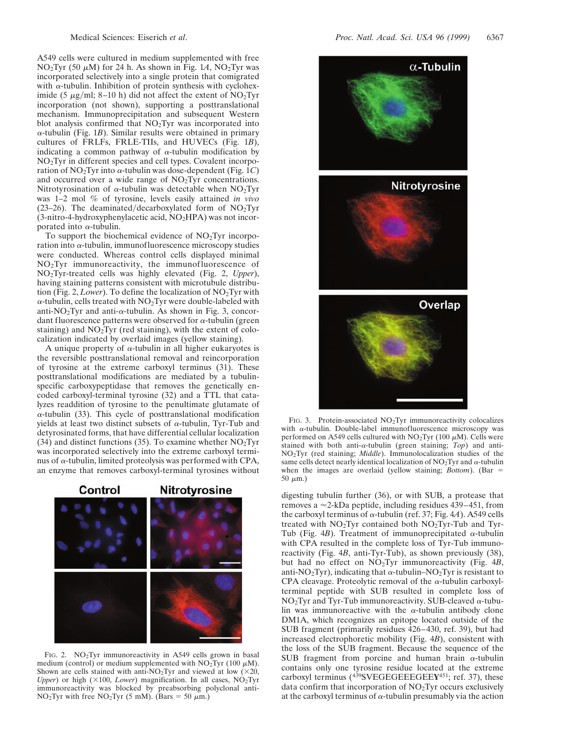A549 cells were cultured in medium supplemented with free $NO_2Tyr$ (50 μM) for 24 h. As shown in Fig. 1*A*, $NO_2Tyr$ was incorporated selectively into a single protein that comigrated with α-tubulin. Inhibition of protein synthesis with cycloheximide (5 μg/ml; 8–10 h) did not affect the extent of $NO_2Tyr$ incorporation (not shown), supporting a posttranslational mechanism. Immunoprecipitation and subsequent Western blot analysis confirmed that $NO_2Tyr$ was incorporated into α-tubulin (Fig. 1*B*). Similar results were obtained in primary cultures of FRLFs, FRLE-TIIs, and HUVECs (Fig. 1*B*), indicating a common pathway of α-tubulin modification by $NO_2Tyr$ in different species and cell types. Covalent incorporation of $NO_2Tyr$ into α-tubulin was dose-dependent (Fig. 1*C*) and occurred over a wide range of $NO_2Tyr$ concentrations. Nitrotyrosination of α-tubulin was detectable when $NO_2Tyr$ was 1–2 mol % of tyrosine, levels easily attained *in vivo* (23–26). The deaminated/decarboxylated form of $NO_2Tyr$ (3-nitro-4-hydroxyphenylacetic acid, $NO_2HPA$) was not incorporated into α-tubulin.

To support the biochemical evidence of $NO_2Tyr$ incorporation into α-tubulin, immunofluorescence microscopy studies were conducted. Whereas control cells displayed minimal $NO_2Tyr$ immunoreactivity, the immunofluorescence of $NO_2Tyr$-treated cells was highly elevated (Fig. 2, *Upper*), having staining patterns consistent with microtubule distribution (Fig. 2, *Lower*). To define the localization of $NO_2Tyr$ with α-tubulin, cells treated with $NO_2Tyr$ were double-labeled with anti-$NO_2Tyr$ and anti-α-tubulin. As shown in Fig. 3, concordant fluorescence patterns were observed for α-tubulin (green staining) and $NO_2Tyr$ (red staining), with the extent of colocalization indicated by overlaid images (yellow staining).

A unique property of α-tubulin in all higher eukaryotes is the reversible posttranslational removal and reincorporation of tyrosine at the extreme carboxyl terminus (31). These posttranslational modifications are mediated by a tubulin-specific carboxypeptidase that removes the genetically encoded carboxyl-terminal tyrosine (32) and a TTL that catalyzes readdition of tyrosine to the penultimate glutamate of α-tubulin (33). This cycle of posttranslational modification yields at least two distinct subsets of α-tubulin, Tyr-Tub and detyrosinated forms, that have differential cellular localization (34) and distinct functions (35). To examine whether $NO_2Tyr$ was incorporated selectively into the extreme carboxyl terminus of α-tubulin, limited proteolysis was performed with CPA, an enzyme that removes carboxyl-terminal tyrosines without digesting tubulin further (36), or with SUB, a protease that removes a ≈2-kDa peptide, including residues 439–451, from the carboxyl terminus of α-tubulin (ref. 37; Fig. 4*A*). A549 cells treated with $NO_2Tyr$ contained both $NO_2Tyr$-Tub and Tyr-Tub (Fig. 4*B*). Treatment of immunoprecipitated α-tubulin with CPA resulted in the complete loss of Tyr-Tub immunoreactivity (Fig. 4*B*, anti-Tyr-Tub), as shown previously (38), but had no effect on $NO_2Tyr$ immunoreactivity (Fig. 4*B*, anti-$NO_2Tyr$), indicating that α-tubulin–$NO_2Tyr$ is resistant to CPA cleavage. Proteolytic removal of the α-tubulin carboxyl-terminal peptide with SUB resulted in complete loss of $NO_2Tyr$ and Tyr-Tub immunoreactivity. SUB-cleaved α-tubulin was immunoreactive with the α-tubulin antibody clone DM1A, which recognizes an epitope located outside of the SUB fragment (primarily residues 426–430, ref. 39), but had increased electrophoretic mobility (Fig. 4*B*), consistent with the loss of the SUB fragment. Because the sequence of the SUB fragment from porcine and human brain α-tubulin contains only one tyrosine residue located at the extreme carboxyl terminus ([439]SVEGEGEEEGEE**Y**[451]; ref. 37), these data confirm that incorporation of $NO_2Tyr$ occurs exclusively at the carboxyl terminus of α-tubulin presumably via the action

Fig. 2. $NO_2Tyr$ immunoreactivity in A549 cells grown in basal medium (control) or medium supplemented with $NO_2Tyr$ (100 μM). Shown are cells stained with anti-$NO_2Tyr$ and viewed at low (×20, *Upper*) or high (×100, *Lower*) magnification. In all cases, $NO_2Tyr$ immunoreactivity was blocked by preabsorbing polyclonal anti-$NO_2Tyr$ with free $NO_2Tyr$ (5 mM). (Bars = 50 μm.)

Fig. 3. Protein-associated $NO_2Tyr$ immunoreactivity colocalizes with α-tubulin. Double-label immunofluorescence microscopy was performed on A549 cells cultured with $NO_2Tyr$ (100 μM). Cells were stained with both anti-α-tubulin (green staining; *Top*) and anti-$NO_2Tyr$ (red staining; *Middle*). Immunolocalization studies of the same cells detect nearly identical localization of $NO_2Tyr$ and α-tubulin when the images are overlaid (yellow staining; *Bottom*). (Bar = 50 μm.)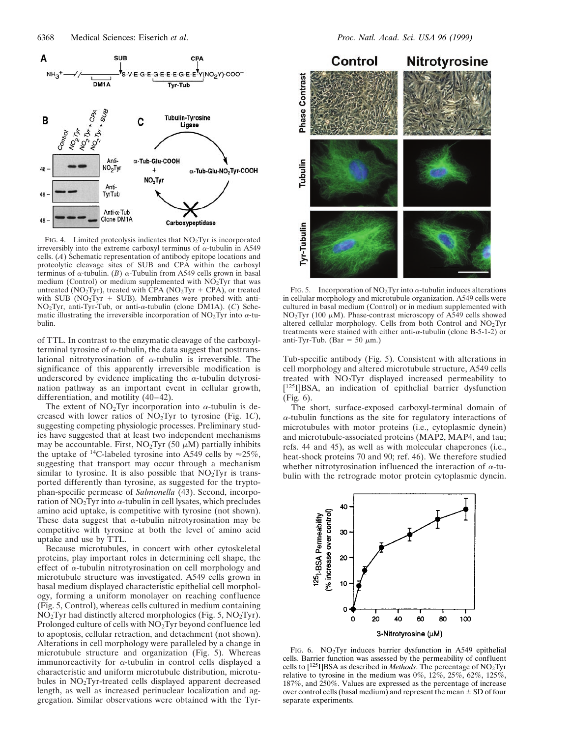FIG. 4. Limited proteolysis indicates that $NO_2Tyr$ is incorporated irreversibly into the extreme carboxyl terminus of α-tubulin in A549 cells. (*A*) Schematic representation of antibody epitope locations and proteolytic cleavage sites of SUB and CPA within the carboxyl terminus of α-tubulin. (*B*) α-Tubulin from A549 cells grown in basal medium (Control) or medium supplemented with $NO_2Tyr$ that was untreated ($NO_2Tyr$), treated with CPA ($NO_2Tyr$ + CPA), or treated with SUB ($NO_2Tyr$ + SUB). Membranes were probed with anti-$NO_2Tyr$, anti-Tyr-Tub, or anti-α-tubulin (clone DM1A). (*C*) Schematic illustrating the irreversible incorporation of $NO_2Tyr$ into α-tubulin.

of TTL. In contrast to the enzymatic cleavage of the carboxyl-terminal tyrosine of α-tubulin, the data suggest that posttranslational nitrotyrosination of α-tubulin is irreversible. The significance of this apparently irreversible modification is underscored by evidence implicating the α-tubulin detyrosination pathway as an important event in cellular growth, differentiation, and motility (40–42).

The extent of $NO_2Tyr$ incorporation into α-tubulin is decreased with lower ratios of $NO_2Tyr$ to tyrosine (Fig. 1*C*), suggesting competing physiologic processes. Preliminary studies have suggested that at least two independent mechanisms may be accountable. First, $NO_2Tyr$ (50 μM) partially inhibits the uptake of $^{14}C$-labeled tyrosine into A549 cells by ≈25%, suggesting that transport may occur through a mechanism similar to tyrosine. It is also possible that $NO_2Tyr$ is transported differently than tyrosine, as suggested for the tryptophan-specific permease of *Salmonella* (43). Second, incorporation of $NO_2Tyr$ into α-tubulin in cell lysates, which precludes amino acid uptake, is competitive with tyrosine (not shown). These data suggest that α-tubulin nitrotyrosination may be competitive with tyrosine at both the level of amino acid uptake and use by TTL.

Because microtubules, in concert with other cytoskeletal proteins, play important roles in determining cell shape, the effect of α-tubulin nitrotyrosination on cell morphology and microtubule structure was investigated. A549 cells grown in basal medium displayed characteristic epithelial cell morphology, forming a uniform monolayer on reaching confluence (Fig. 5, Control), whereas cells cultured in medium containing $NO_2Tyr$ had distinctly altered morphologies (Fig. 5, $NO_2Tyr$). Prolonged culture of cells with $NO_2Tyr$ beyond confluence led to apoptosis, cellular retraction, and detachment (not shown). Alterations in cell morphology were paralleled by a change in microtubule structure and organization (Fig. 5). Whereas immunoreactivity for α-tubulin in control cells displayed a characteristic and uniform microtubule distribution, microtubules in $NO_2Tyr$-treated cells displayed apparent decreased length, as well as increased perinuclear localization and aggregation. Similar observations were obtained with the Tyr-Tub-specific antibody (Fig. 5). Consistent with alterations in cell morphology and altered microtubule structure, A549 cells treated with $NO_2Tyr$ displayed increased permeability to [$^{125}I$]BSA, an indication of epithelial barrier dysfunction (Fig. 6).

FIG. 5. Incorporation of $NO_2Tyr$ into α-tubulin induces alterations in cellular morphology and microtubule organization. A549 cells were cultured in basal medium (Control) or in medium supplemented with $NO_2Tyr$ (100 μM). Phase-contrast microscopy of A549 cells showed altered cellular morphology. Cells from both Control and $NO_2Tyr$ treatments were stained with either anti-α-tubulin (clone B-5-1-2) or anti-Tyr-Tub. (Bar = 50 μm.)

The short, surface-exposed carboxyl-terminal domain of α-tubulin functions as the site for regulatory interactions of microtubules with motor proteins (i.e., cytoplasmic dynein) and microtubule-associated proteins (MAP2, MAP4, and tau; refs. 44 and 45), as well as with molecular chaperones (i.e., heat-shock proteins 70 and 90; ref. 46). We therefore studied whether nitrotyrosination influenced the interaction of α-tubulin with the retrograde motor protein cytoplasmic dynein.

FIG. 6. $NO_2Tyr$ induces barrier dysfunction in A549 epithelial cells. Barrier function was assessed by the permeability of confluent cells to [$^{125}I$]BSA as described in *Methods*. The percentage of $NO_2Tyr$ relative to tyrosine in the medium was 0%, 12%, 25%, 62%, 125%, 187%, and 250%. Values are expressed as the percentage of increase over control cells (basal medium) and represent the mean ± SD of four separate experiments.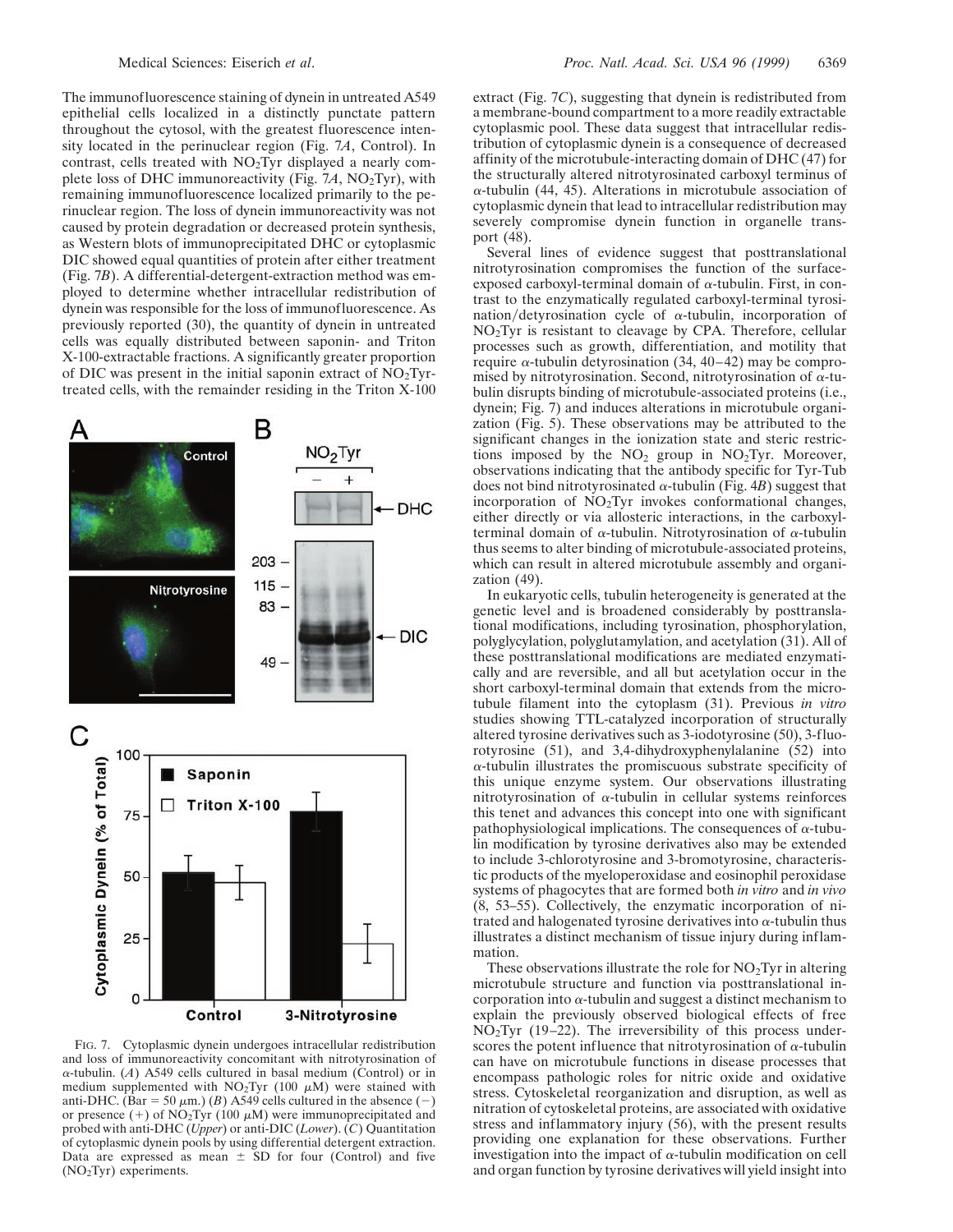The immunofluorescence staining of dynein in untreated A549 epithelial cells localized in a distinctly punctate pattern throughout the cytosol, with the greatest fluorescence intensity located in the perinuclear region (Fig. 7*A*, Control). In contrast, cells treated with $NO_2$Tyr displayed a nearly complete loss of DHC immunoreactivity (Fig. 7*A*, $NO_2$Tyr), with remaining immunofluorescence localized primarily to the perinuclear region. The loss of dynein immunoreactivity was not caused by protein degradation or decreased protein synthesis, as Western blots of immunoprecipitated DHC or cytoplasmic DIC showed equal quantities of protein after either treatment (Fig. 7*B*). A differential-detergent-extraction method was employed to determine whether intracellular redistribution of dynein was responsible for the loss of immunofluorescence. As previously reported (30), the quantity of dynein in untreated cells was equally distributed between saponin- and Triton X-100-extractable fractions. A significantly greater proportion of DIC was present in the initial saponin extract of $NO_2$Tyr-treated cells, with the remainder residing in the Triton X-100 extract (Fig. 7*C*), suggesting that dynein is redistributed from a membrane-bound compartment to a more readily extractable cytoplasmic pool. These data suggest that intracellular redistribution of cytoplasmic dynein is a consequence of decreased affinity of the microtubule-interacting domain of DHC (47) for the structurally altered nitrotyrosinated carboxyl terminus of α-tubulin (44, 45). Alterations in microtubule association of cytoplasmic dynein that lead to intracellular redistribution may severely compromise dynein function in organelle transport (48).

FIG. 7. Cytoplasmic dynein undergoes intracellular redistribution and loss of immunoreactivity concomitant with nitrotyrosination of α-tubulin. (*A*) A549 cells cultured in basal medium (Control) or in medium supplemented with $NO_2$Tyr (100 μM) were stained with anti-DHC. (Bar = 50 μm.) (*B*) A549 cells cultured in the absence (−) or presence (+) of $NO_2$Tyr (100 μM) were immunoprecipitated and probed with anti-DHC (*Upper*) or anti-DIC (*Lower*). (*C*) Quantitation of cytoplasmic dynein pools by using differential detergent extraction. Data are expressed as mean ± SD for four (Control) and five ($NO_2$Tyr) experiments.

Several lines of evidence suggest that posttranslational nitrotyrosination compromises the function of the surface-exposed carboxyl-terminal domain of α-tubulin. First, in contrast to the enzymatically regulated carboxyl-terminal tyrosination/detyrosination cycle of α-tubulin, incorporation of $NO_2$Tyr is resistant to cleavage by CPA. Therefore, cellular processes such as growth, differentiation, and motility that require α-tubulin detyrosination (34, 40–42) may be compromised by nitrotyrosination. Second, nitrotyrosination of α-tubulin disrupts binding of microtubule-associated proteins (i.e., dynein; Fig. 7) and induces alterations in microtubule organization (Fig. 5). These observations may be attributed to the significant changes in the ionization state and steric restrictions imposed by the $NO_2$ group in $NO_2$Tyr. Moreover, observations indicating that the antibody specific for Tyr-Tub does not bind nitrotyrosinated α-tubulin (Fig. 4*B*) suggest that incorporation of $NO_2$Tyr invokes conformational changes, either directly or via allosteric interactions, in the carboxyl-terminal domain of α-tubulin. Nitrotyrosination of α-tubulin thus seems to alter binding of microtubule-associated proteins, which can result in altered microtubule assembly and organization (49).

In eukaryotic cells, tubulin heterogeneity is generated at the genetic level and is broadened considerably by posttranslational modifications, including tyrosination, phosphorylation, polyglycylation, polyglutamylation, and acetylation (31). All of these posttranslational modifications are mediated enzymatically and are reversible, and all but acetylation occur in the short carboxyl-terminal domain that extends from the microtubule filament into the cytoplasm (31). Previous *in vitro* studies showing TTL-catalyzed incorporation of structurally altered tyrosine derivatives such as 3-iodotyrosine (50), 3-fluorotyrosine (51), and 3,4-dihydroxyphenylalanine (52) into α-tubulin illustrates the promiscuous substrate specificity of this unique enzyme system. Our observations illustrating nitrotyrosination of α-tubulin in cellular systems reinforces this tenet and advances this concept into one with significant pathophysiological implications. The consequences of α-tubulin modification by tyrosine derivatives also may be extended to include 3-chlorotyrosine and 3-bromotyrosine, characteristic products of the myeloperoxidase and eosinophil peroxidase systems of phagocytes that are formed both *in vitro* and *in vivo* (8, 53–55). Collectively, the enzymatic incorporation of nitrated and halogenated tyrosine derivatives into α-tubulin thus illustrates a distinct mechanism of tissue injury during inflammation.

These observations illustrate the role for $NO_2$Tyr in altering microtubule structure and function via posttranslational incorporation into α-tubulin and suggest a distinct mechanism to explain the previously observed biological effects of free $NO_2$Tyr (19–22). The irreversibility of this process underscores the potent influence that nitrotyrosination of α-tubulin can have on microtubule functions in disease processes that encompass pathologic roles for nitric oxide and oxidative stress. Cytoskeletal reorganization and disruption, as well as nitration of cytoskeletal proteins, are associated with oxidative stress and inflammatory injury (56), with the present results providing one explanation for these observations. Further investigation into the impact of α-tubulin modification on cell and organ function by tyrosine derivatives will yield insight into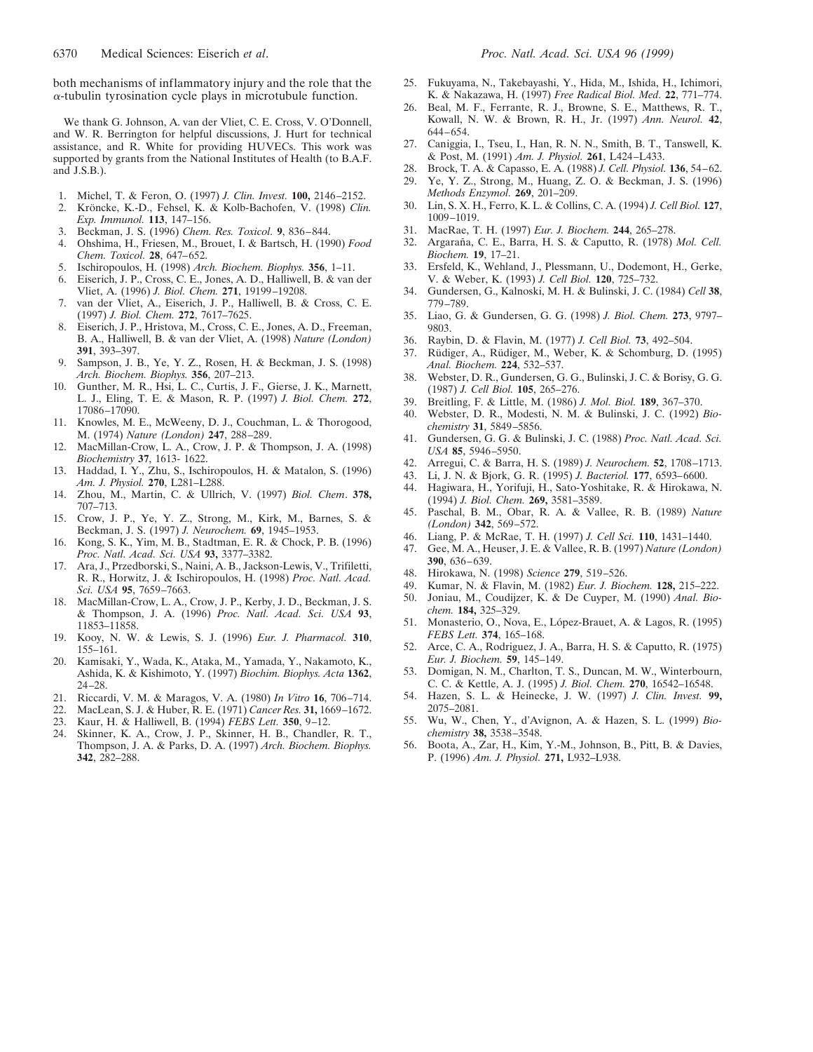both mechanisms of inflammatory injury and the role that the $\alpha$-tubulin tyrosination cycle plays in microtubule function.

We thank G. Johnson, A. van der Vliet, C. E. Cross, V. O'Donnell, and W. R. Berrington for helpful discussions, J. Hurt for technical assistance, and R. White for providing HUVECs. This work was supported by grants from the National Institutes of Health (to B.A.F. and J.S.B.).

1. Michel, T. & Feron, O. (1997) *J. Clin. Invest.* **100,** 2146–2152.
2. Kröncke, K.-D., Fehsel, K. & Kolb-Bachofen, V. (1998) *Clin. Exp. Immunol.* **113**, 147–156.
3. Beckman, J. S. (1996) *Chem. Res. Toxicol.* **9**, 836–844.
4. Ohshima, H., Friesen, M., Brouet, I. & Bartsch, H. (1990) *Food Chem. Toxicol.* **28**, 647–652.
5. Ischiropoulos, H. (1998) *Arch. Biochem. Biophys.* **356**, 1–11.
6. Eiserich, J. P., Cross, C. E., Jones, A. D., Halliwell, B. & van der Vliet, A. (1996) *J. Biol. Chem.* **271**, 19199–19208.
7. van der Vliet, A., Eiserich, J. P., Halliwell, B. & Cross, C. E. (1997) *J. Biol. Chem.* **272**, 7617–7625.
8. Eiserich, J. P., Hristova, M., Cross, C. E., Jones, A. D., Freeman, B. A., Halliwell, B. & van der Vliet, A. (1998) *Nature (London)* **391**, 393–397.
9. Sampson, J. B., Ye, Y. Z., Rosen, H. & Beckman, J. S. (1998) *Arch. Biochem. Biophys.* **356**, 207–213.
10. Gunther, M. R., Hsi, L. C., Curtis, J. F., Gierse, J. K., Marnett, L. J., Eling, T. E. & Mason, R. P. (1997) *J. Biol. Chem.* **272**, 17086–17090.
11. Knowles, M. E., McWeeny, D. J., Couchman, L. & Thorogood, M. (1974) *Nature (London)* **247**, 288–289.
12. MacMillan-Crow, L. A., Crow, J. P. & Thompson, J. A. (1998) *Biochemistry* **37**, 1613- 1622.
13. Haddad, I. Y., Zhu, S., Ischiropoulos, H. & Matalon, S. (1996) *Am. J. Physiol.* **270**, L281–L288.
14. Zhou, M., Martin, C. & Ullrich, V. (1997) *Biol. Chem*. **378,** 707–713.
15. Crow, J. P., Ye, Y. Z., Strong, M., Kirk, M., Barnes, S. & Beckman, J. S. (1997) *J. Neurochem.* **69**, 1945–1953.
16. Kong, S. K., Yim, M. B., Stadtman, E. R. & Chock, P. B. (1996) *Proc. Natl. Acad. Sci. USA* **93,** 3377–3382.
17. Ara, J., Przedborski, S., Naini, A. B., Jackson-Lewis, V., Trifiletti, R. R., Horwitz, J. & Ischiropoulos, H. (1998) *Proc. Natl. Acad. Sci. USA* **95**, 7659–7663.
18. MacMillan-Crow, L. A., Crow, J. P., Kerby, J. D., Beckman, J. S. & Thompson, J. A. (1996) *Proc. Natl. Acad. Sci. USA* **93**, 11853–11858.
19. Kooy, N. W. & Lewis, S. J. (1996) *Eur. J. Pharmacol.* **310**, 155–161.
20. Kamisaki, Y., Wada, K., Ataka, M., Yamada, Y., Nakamoto, K., Ashida, K. & Kishimoto, Y. (1997) *Biochim. Biophys. Acta* **1362**, 24–28.
21. Riccardi, V. M. & Maragos, V. A. (1980) *In Vitro* **16**, 706–714.
22. MacLean, S. J. & Huber, R. E. (1971) *Cancer Res.* **31,** 1669–1672.
23. Kaur, H. & Halliwell, B. (1994) *FEBS Lett.* **350**, 9–12.
24. Skinner, K. A., Crow, J. P., Skinner, H. B., Chandler, R. T., Thompson, J. A. & Parks, D. A. (1997) *Arch. Biochem. Biophys.* **342**, 282–288.
25. Fukuyama, N., Takebayashi, Y., Hida, M., Ishida, H., Ichimori, K. & Nakazawa, H. (1997) *Free Radical Biol. Med.* **22**, 771–774.
26. Beal, M. F., Ferrante, R. J., Browne, S. E., Matthews, R. T., Kowall, N. W. & Brown, R. H., Jr. (1997) *Ann. Neurol.* **42**, 644–654.
27. Caniggia, I., Tseu, I., Han, R. N. N., Smith, B. T., Tanswell, K. & Post, M. (1991) *Am. J. Physiol.* **261**, L424–L433.
28. Brock, T. A. & Capasso, E. A. (1988) *J. Cell. Physiol.* **136**, 54–62.
29. Ye, Y. Z., Strong, M., Huang, Z. O. & Beckman, J. S. (1996) *Methods Enzymol.* **269**, 201–209.
30. Lin, S. X. H., Ferro, K. L. & Collins, C. A. (1994) *J. Cell Biol.* **127**, 1009–1019.
31. MacRae, T. H. (1997) *Eur. J. Biochem.* **244**, 265–278.
32. Argaraña, C. E., Barra, H. S. & Caputto, R. (1978) *Mol. Cell. Biochem.* **19**, 17–21.
33. Ersfeld, K., Wehland, J., Plessmann, U., Dodemont, H., Gerke, V. & Weber, K. (1993) *J. Cell Biol.* **120**, 725–732.
34. Gundersen, G., Kalnoski, M. H. & Bulinski, J. C. (1984) *Cell* **38**, 779–789.
35. Liao, G. & Gundersen, G. G. (1998) *J. Biol. Chem.* **273**, 9797–9803.
36. Raybin, D. & Flavin, M. (1977) *J. Cell Biol.* **73**, 492–504.
37. Rüdiger, A., Rüdiger, M., Weber, K. & Schomburg, D. (1995) *Anal. Biochem.* **224**, 532–537.
38. Webster, D. R., Gundersen, G. G., Bulinski, J. C. & Borisy, G. G. (1987) *J. Cell Biol.* **105**, 265–276.
39. Breitling, F. & Little, M. (1986) *J. Mol. Biol.* **189**, 367–370.
40. Webster, D. R., Modesti, N. M. & Bulinski, J. C. (1992) *Biochemistry* **31**, 5849–5856.
41. Gundersen, G. G. & Bulinski, J. C. (1988) *Proc. Natl. Acad. Sci. USA* **85**, 5946–5950.
42. Arregui, C. & Barra, H. S. (1989) *J. Neurochem.* **52**, 1708–1713.
43. Li, J. N. & Bjork, G. R. (1995) *J. Bacteriol.* **177**, 6593–6600.
44. Hagiwara, H., Yorifuji, H., Sato-Yoshitake, R. & Hirokawa, N. (1994) *J. Biol. Chem.* **269,** 3581–3589.
45. Paschal, B. M., Obar, R. A. & Vallee, R. B. (1989) *Nature (London)* **342**, 569–572.
46. Liang, P. & McRae, T. H. (1997) *J. Cell Sci.* **110**, 1431–1440.
47. Gee, M. A., Heuser, J. E. & Vallee, R. B. (1997) *Nature (London)* **390**, 636–639.
48. Hirokawa, N. (1998) *Science* **279**, 519–526.
49. Kumar, N. & Flavin, M. (1982) *Eur. J. Biochem.* **128,** 215–222.
50. Joniau, M., Coudijzer, K. & De Cuyper, M. (1990) *Anal. Biochem.* **184,** 325–329.
51. Monasterio, O., Nova, E., López-Brauet, A. & Lagos, R. (1995) *FEBS Lett.* **374**, 165–168.
52. Arce, C. A., Rodriguez, J. A., Barra, H. S. & Caputto, R. (1975) *Eur. J. Biochem.* **59**, 145–149.
53. Domigan, N. M., Charlton, T. S., Duncan, M. W., Winterbourn, C. C. & Kettle, A. J. (1995) *J. Biol. Chem.* **270**, 16542–16548.
54. Hazen, S. L. & Heinecke, J. W. (1997) *J. Clin. Invest.* **99,** 2075–2081.
55. Wu, W., Chen, Y., d'Avignon, A. & Hazen, S. L. (1999) *Biochemistry* **38,** 3538–3548.
56. Boota, A., Zar, H., Kim, Y.-M., Johnson, B., Pitt, B. & Davies, P. (1996) *Am. J. Physiol.* **271,** L932–L938.